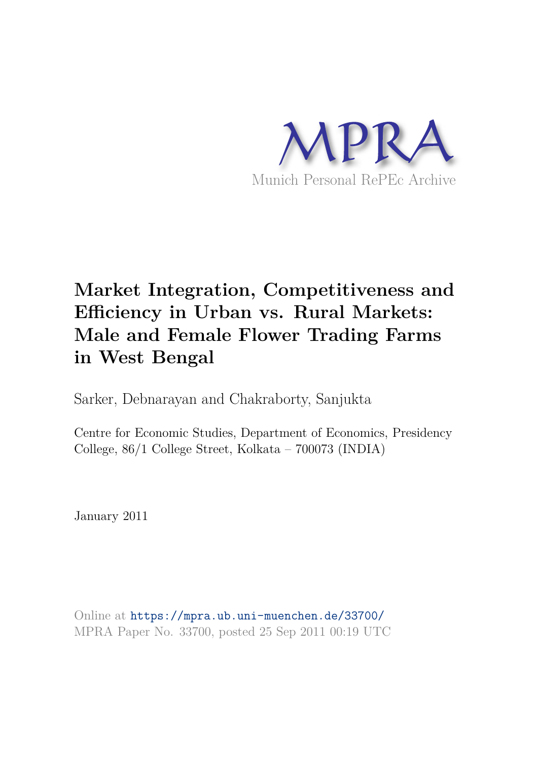MPRA

Munich Personal RePEc Archive

# Market Integration, Competitiveness and Efficiency in Urban vs. Rural Markets: Male and Female Flower Trading Farms in West Bengal

Sarker, Debnarayan and Chakraborty, Sanjukta

Centre for Economic Studies, Department of Economics, Presidency College, 86/1 College Street, Kolkata – 700073 (INDIA)

January 2011

Online at https://mpra.ub.uni-muenchen.de/33700/
MPRA Paper No. 33700, posted 25 Sep 2011 00:19 UTC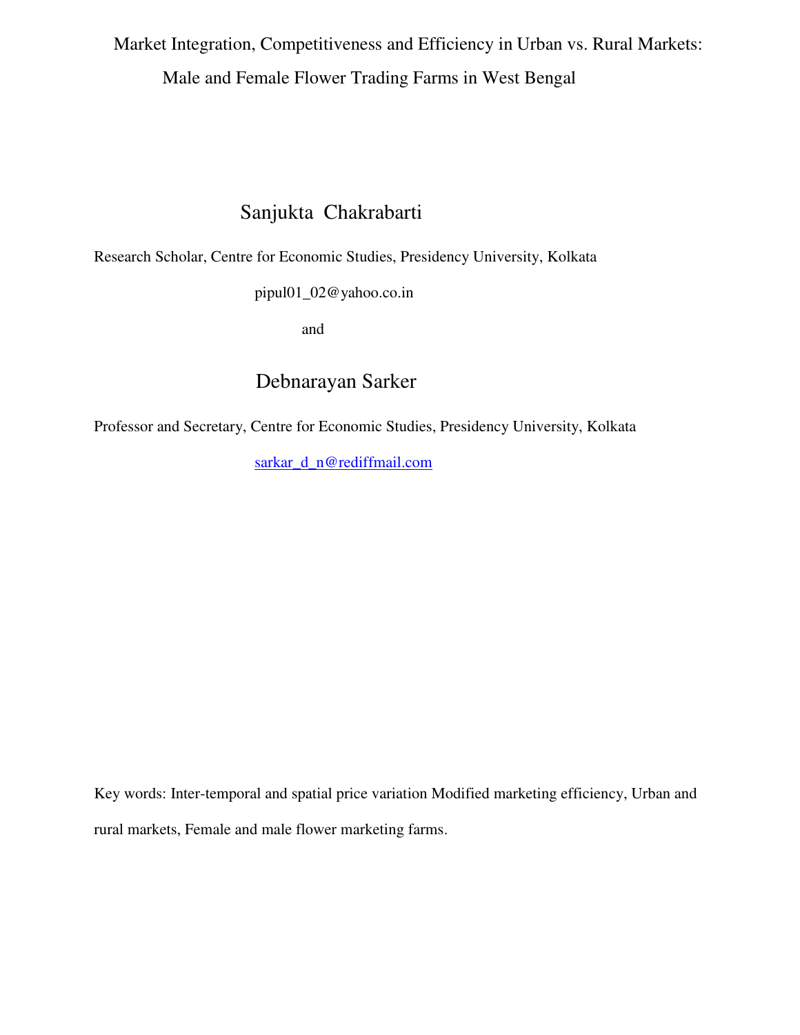# Market Integration, Competitiveness and Efficiency in Urban vs. Rural Markets: Male and Female Flower Trading Farms in West Bengal

## Sanjukta Chakrabarti

Research Scholar, Centre for Economic Studies, Presidency University, Kolkata

pipul01_02@yahoo.co.in

and

## Debnarayan Sarker

Professor and Secretary, Centre for Economic Studies, Presidency University, Kolkata

sarkar_d_n@rediffmail.com

Key words: Inter-temporal and spatial price variation Modified marketing efficiency, Urban and rural markets, Female and male flower marketing farms.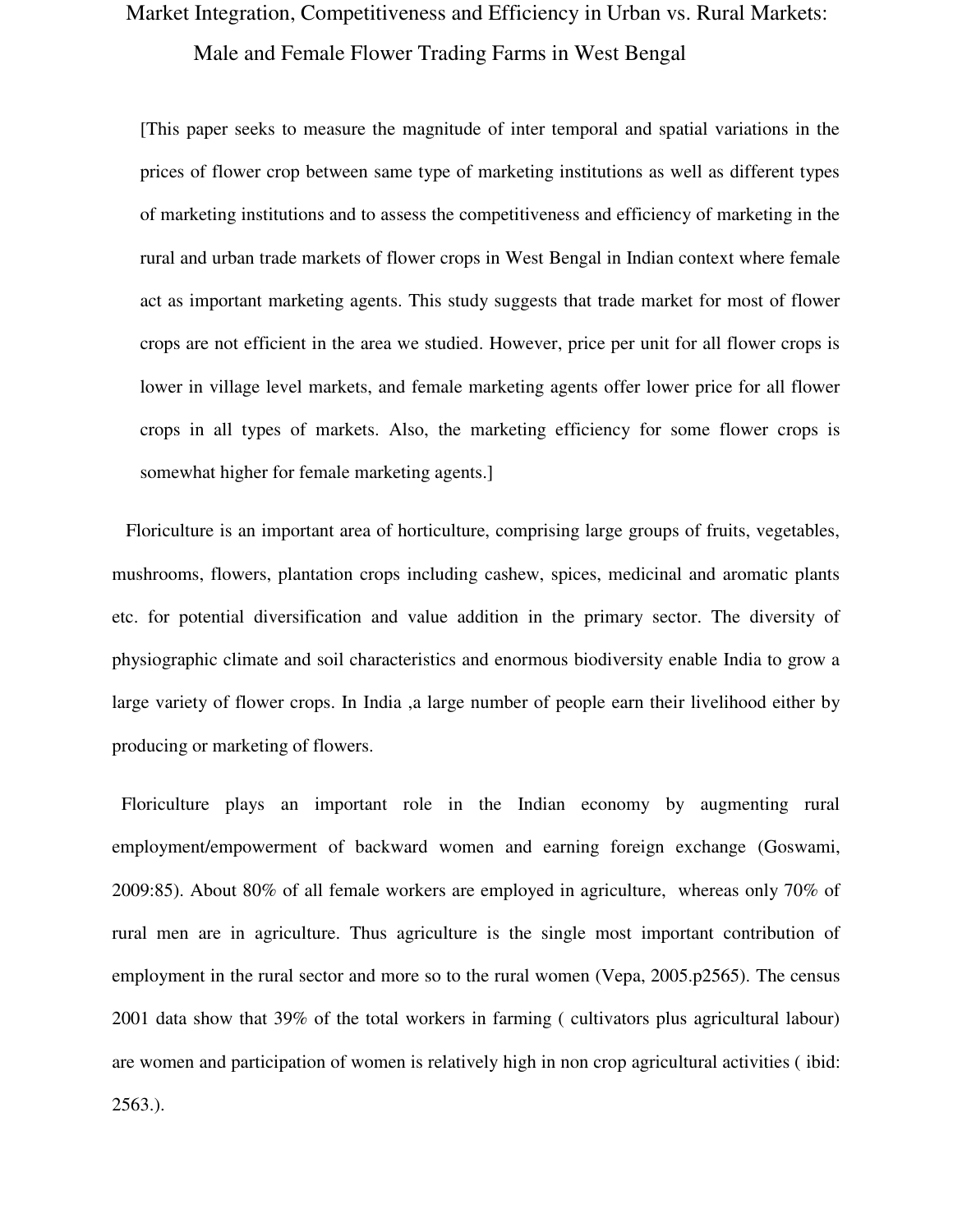# Market Integration, Competitiveness and Efficiency in Urban vs. Rural Markets: Male and Female Flower Trading Farms in West Bengal

[This paper seeks to measure the magnitude of inter temporal and spatial variations in the prices of flower crop between same type of marketing institutions as well as different types of marketing institutions and to assess the competitiveness and efficiency of marketing in the rural and urban trade markets of flower crops in West Bengal in Indian context where female act as important marketing agents. This study suggests that trade market for most of flower crops are not efficient in the area we studied. However, price per unit for all flower crops is lower in village level markets, and female marketing agents offer lower price for all flower crops in all types of markets. Also, the marketing efficiency for some flower crops is somewhat higher for female marketing agents.]

Floriculture is an important area of horticulture, comprising large groups of fruits, vegetables, mushrooms, flowers, plantation crops including cashew, spices, medicinal and aromatic plants etc. for potential diversification and value addition in the primary sector. The diversity of physiographic climate and soil characteristics and enormous biodiversity enable India to grow a large variety of flower crops. In India ,a large number of people earn their livelihood either by producing or marketing of flowers.

Floriculture plays an important role in the Indian economy by augmenting rural employment/empowerment of backward women and earning foreign exchange (Goswami, 2009:85). About 80% of all female workers are employed in agriculture, whereas only 70% of rural men are in agriculture. Thus agriculture is the single most important contribution of employment in the rural sector and more so to the rural women (Vepa, 2005.p2565). The census 2001 data show that 39% of the total workers in farming ( cultivators plus agricultural labour) are women and participation of women is relatively high in non crop agricultural activities ( ibid: 2563.).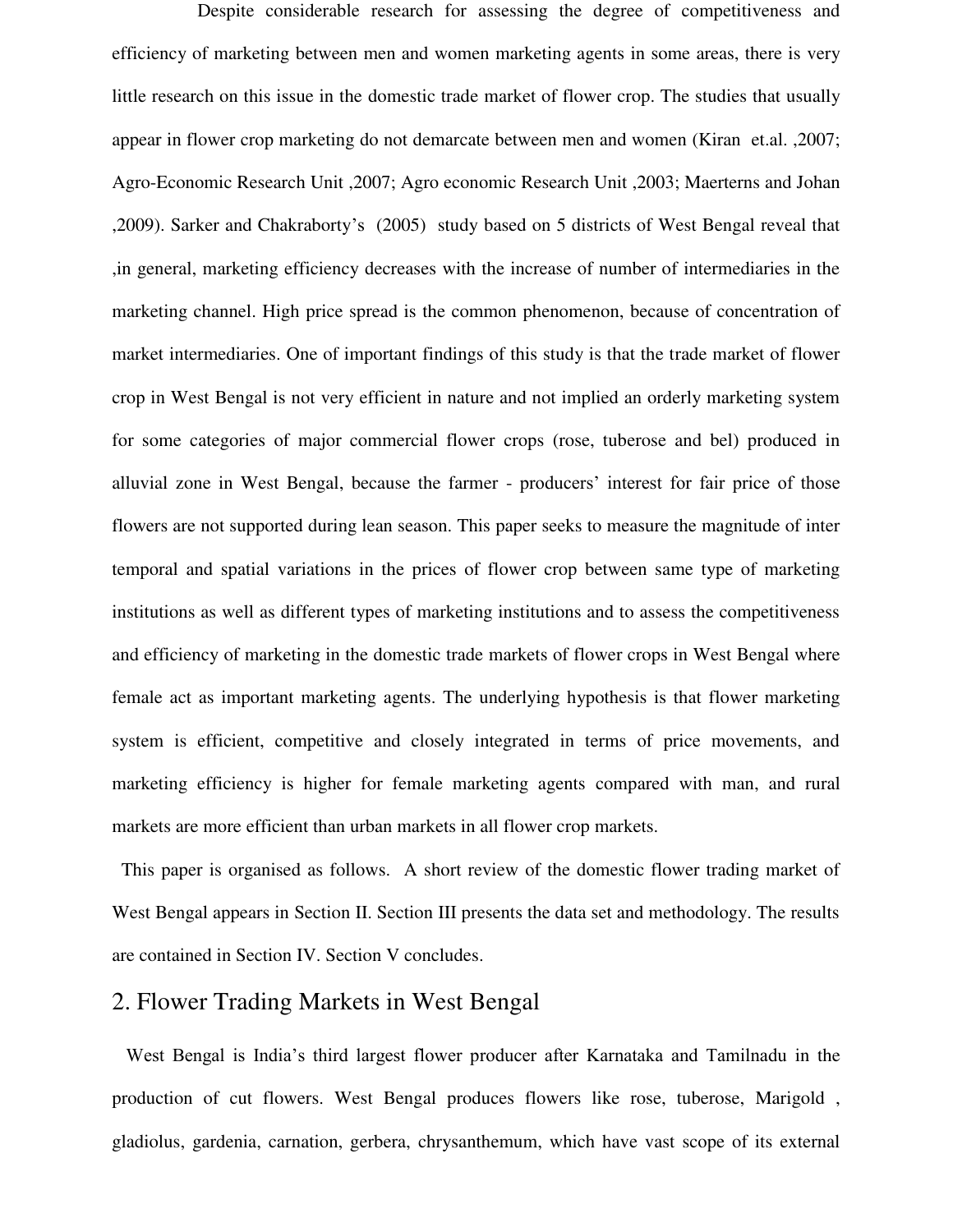Despite considerable research for assessing the degree of competitiveness and efficiency of marketing between men and women marketing agents in some areas, there is very little research on this issue in the domestic trade market of flower crop. The studies that usually appear in flower crop marketing do not demarcate between men and women (Kiran et.al. ,2007; Agro-Economic Research Unit ,2007; Agro economic Research Unit ,2003; Maerterns and Johan ,2009). Sarker and Chakraborty's (2005) study based on 5 districts of West Bengal reveal that ,in general, marketing efficiency decreases with the increase of number of intermediaries in the marketing channel. High price spread is the common phenomenon, because of concentration of market intermediaries. One of important findings of this study is that the trade market of flower crop in West Bengal is not very efficient in nature and not implied an orderly marketing system for some categories of major commercial flower crops (rose, tuberose and bel) produced in alluvial zone in West Bengal, because the farmer - producers' interest for fair price of those flowers are not supported during lean season. This paper seeks to measure the magnitude of inter temporal and spatial variations in the prices of flower crop between same type of marketing institutions as well as different types of marketing institutions and to assess the competitiveness and efficiency of marketing in the domestic trade markets of flower crops in West Bengal where female act as important marketing agents. The underlying hypothesis is that flower marketing system is efficient, competitive and closely integrated in terms of price movements, and marketing efficiency is higher for female marketing agents compared with man, and rural markets are more efficient than urban markets in all flower crop markets.

This paper is organised as follows. A short review of the domestic flower trading market of West Bengal appears in Section II. Section III presents the data set and methodology. The results are contained in Section IV. Section V concludes.

## 2. Flower Trading Markets in West Bengal

West Bengal is India's third largest flower producer after Karnataka and Tamilnadu in the production of cut flowers. West Bengal produces flowers like rose, tuberose, Marigold , gladiolus, gardenia, carnation, gerbera, chrysanthemum, which have vast scope of its external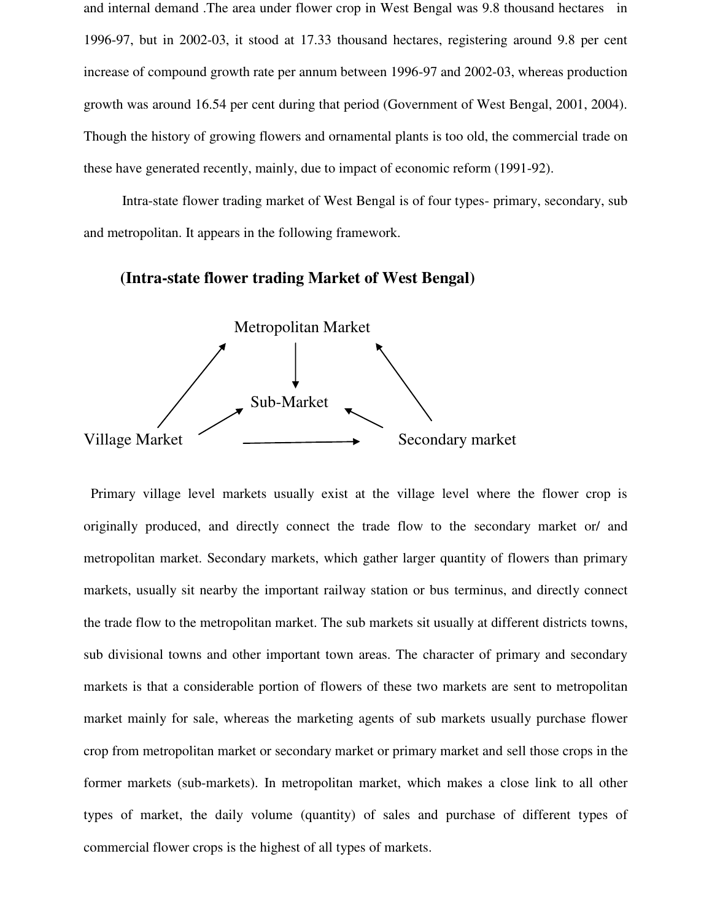and internal demand .The area under flower crop in West Bengal was 9.8 thousand hectares in 1996-97, but in 2002-03, it stood at 17.33 thousand hectares, registering around 9.8 per cent increase of compound growth rate per annum between 1996-97 and 2002-03, whereas production growth was around 16.54 per cent during that period (Government of West Bengal, 2001, 2004). Though the history of growing flowers and ornamental plants is too old, the commercial trade on these have generated recently, mainly, due to impact of economic reform (1991-92).

Intra-state flower trading market of West Bengal is of four types- primary, secondary, sub and metropolitan. It appears in the following framework.

**(Intra-state flower trading Market of West Bengal)**

Metropolitan Market

Sub-Market

Village Market

Secondary market

Primary village level markets usually exist at the village level where the flower crop is originally produced, and directly connect the trade flow to the secondary market or/ and metropolitan market. Secondary markets, which gather larger quantity of flowers than primary markets, usually sit nearby the important railway station or bus terminus, and directly connect the trade flow to the metropolitan market. The sub markets sit usually at different districts towns, sub divisional towns and other important town areas. The character of primary and secondary markets is that a considerable portion of flowers of these two markets are sent to metropolitan market mainly for sale, whereas the marketing agents of sub markets usually purchase flower crop from metropolitan market or secondary market or primary market and sell those crops in the former markets (sub-markets). In metropolitan market, which makes a close link to all other types of market, the daily volume (quantity) of sales and purchase of different types of commercial flower crops is the highest of all types of markets.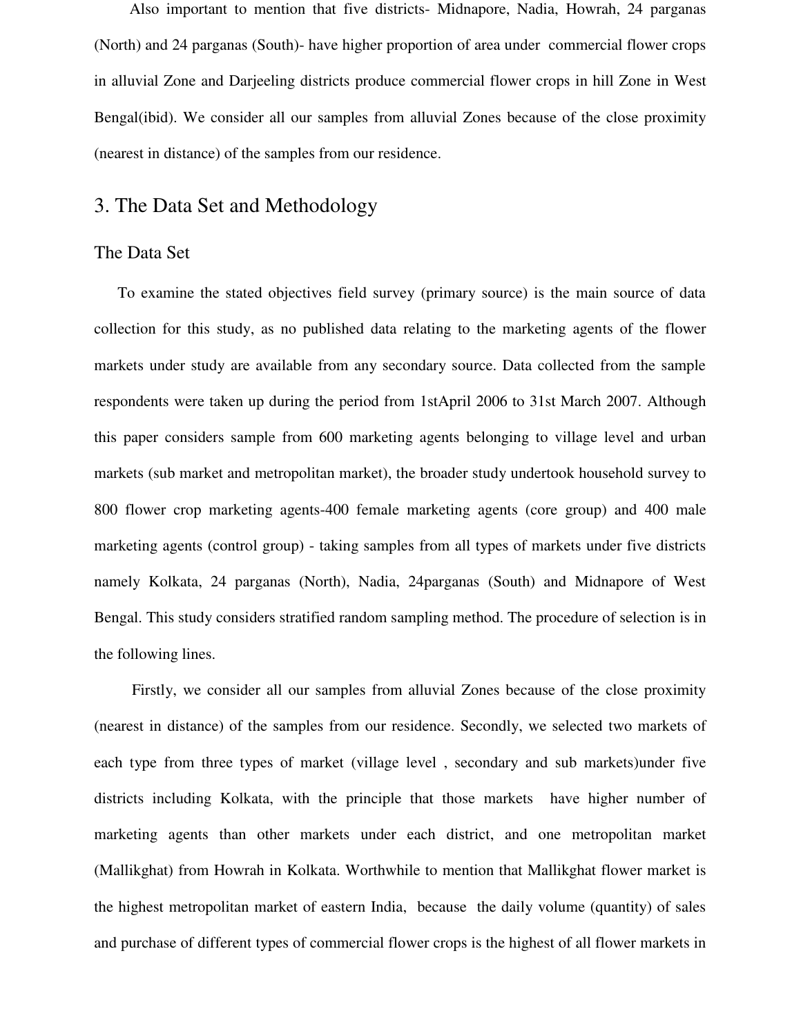Also important to mention that five districts- Midnapore, Nadia, Howrah, 24 parganas (North) and 24 parganas (South)- have higher proportion of area under commercial flower crops in alluvial Zone and Darjeeling districts produce commercial flower crops in hill Zone in West Bengal(ibid). We consider all our samples from alluvial Zones because of the close proximity (nearest in distance) of the samples from our residence.

## 3. The Data Set and Methodology

### The Data Set

To examine the stated objectives field survey (primary source) is the main source of data collection for this study, as no published data relating to the marketing agents of the flower markets under study are available from any secondary source. Data collected from the sample respondents were taken up during the period from 1stApril 2006 to 31st March 2007. Although this paper considers sample from 600 marketing agents belonging to village level and urban markets (sub market and metropolitan market), the broader study undertook household survey to 800 flower crop marketing agents-400 female marketing agents (core group) and 400 male marketing agents (control group) - taking samples from all types of markets under five districts namely Kolkata, 24 parganas (North), Nadia, 24parganas (South) and Midnapore of West Bengal. This study considers stratified random sampling method. The procedure of selection is in the following lines.

Firstly, we consider all our samples from alluvial Zones because of the close proximity (nearest in distance) of the samples from our residence. Secondly, we selected two markets of each type from three types of market (village level , secondary and sub markets)under five districts including Kolkata, with the principle that those markets have higher number of marketing agents than other markets under each district, and one metropolitan market (Mallikghat) from Howrah in Kolkata. Worthwhile to mention that Mallikghat flower market is the highest metropolitan market of eastern India, because the daily volume (quantity) of sales and purchase of different types of commercial flower crops is the highest of all flower markets in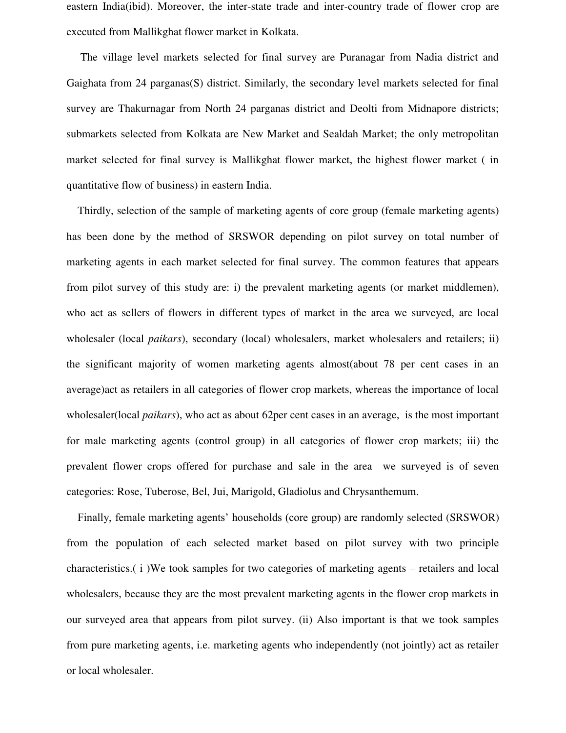eastern India(ibid). Moreover, the inter-state trade and inter-country trade of flower crop are executed from Mallikghat flower market in Kolkata.

The village level markets selected for final survey are Puranagar from Nadia district and Gaighata from 24 parganas(S) district. Similarly, the secondary level markets selected for final survey are Thakurnagar from North 24 parganas district and Deolti from Midnapore districts; submarkets selected from Kolkata are New Market and Sealdah Market; the only metropolitan market selected for final survey is Mallikghat flower market, the highest flower market ( in quantitative flow of business) in eastern India.

Thirdly, selection of the sample of marketing agents of core group (female marketing agents) has been done by the method of SRSWOR depending on pilot survey on total number of marketing agents in each market selected for final survey. The common features that appears from pilot survey of this study are: i) the prevalent marketing agents (or market middlemen), who act as sellers of flowers in different types of market in the area we surveyed, are local wholesaler (local *paikars*), secondary (local) wholesalers, market wholesalers and retailers; ii) the significant majority of women marketing agents almost(about 78 per cent cases in an average)act as retailers in all categories of flower crop markets, whereas the importance of local wholesaler(local *paikars*), who act as about 62per cent cases in an average, is the most important for male marketing agents (control group) in all categories of flower crop markets; iii) the prevalent flower crops offered for purchase and sale in the area we surveyed is of seven categories: Rose, Tuberose, Bel, Jui, Marigold, Gladiolus and Chrysanthemum.

Finally, female marketing agents' households (core group) are randomly selected (SRSWOR) from the population of each selected market based on pilot survey with two principle characteristics.( i )We took samples for two categories of marketing agents – retailers and local wholesalers, because they are the most prevalent marketing agents in the flower crop markets in our surveyed area that appears from pilot survey. (ii) Also important is that we took samples from pure marketing agents, i.e. marketing agents who independently (not jointly) act as retailer or local wholesaler.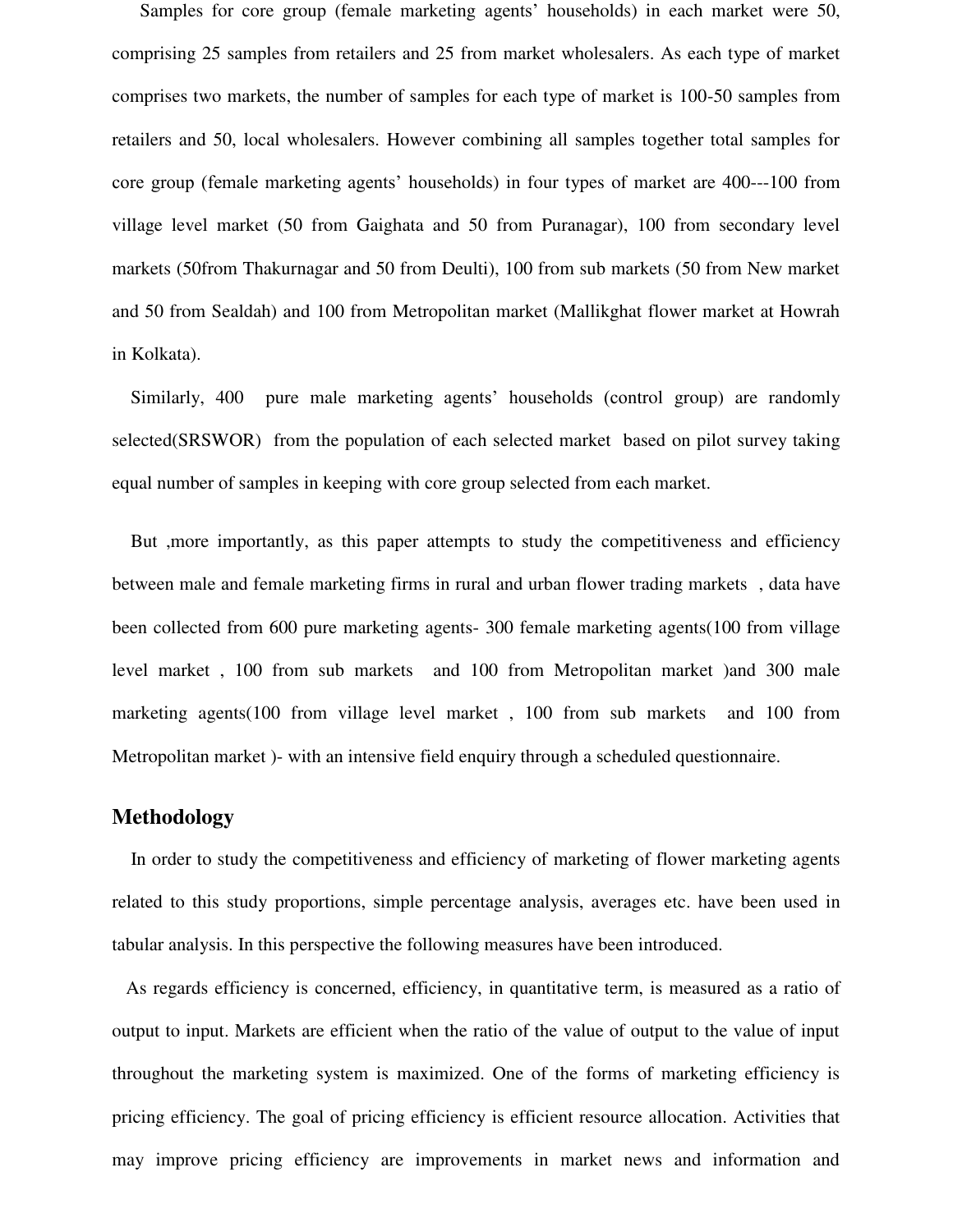Samples for core group (female marketing agents' households) in each market were 50, comprising 25 samples from retailers and 25 from market wholesalers. As each type of market comprises two markets, the number of samples for each type of market is 100-50 samples from retailers and 50, local wholesalers. However combining all samples together total samples for core group (female marketing agents' households) in four types of market are 400---100 from village level market (50 from Gaighata and 50 from Puranagar), 100 from secondary level markets (50from Thakurnagar and 50 from Deulti), 100 from sub markets (50 from New market and 50 from Sealdah) and 100 from Metropolitan market (Mallikghat flower market at Howrah in Kolkata).

Similarly, 400 pure male marketing agents' households (control group) are randomly selected(SRSWOR) from the population of each selected market based on pilot survey taking equal number of samples in keeping with core group selected from each market.

But ,more importantly, as this paper attempts to study the competitiveness and efficiency between male and female marketing firms in rural and urban flower trading markets , data have been collected from 600 pure marketing agents- 300 female marketing agents(100 from village level market , 100 from sub markets and 100 from Metropolitan market )and 300 male marketing agents(100 from village level market , 100 from sub markets and 100 from Metropolitan market )- with an intensive field enquiry through a scheduled questionnaire.

## Methodology

In order to study the competitiveness and efficiency of marketing of flower marketing agents related to this study proportions, simple percentage analysis, averages etc. have been used in tabular analysis. In this perspective the following measures have been introduced.

As regards efficiency is concerned, efficiency, in quantitative term, is measured as a ratio of output to input. Markets are efficient when the ratio of the value of output to the value of input throughout the marketing system is maximized. One of the forms of marketing efficiency is pricing efficiency. The goal of pricing efficiency is efficient resource allocation. Activities that may improve pricing efficiency are improvements in market news and information and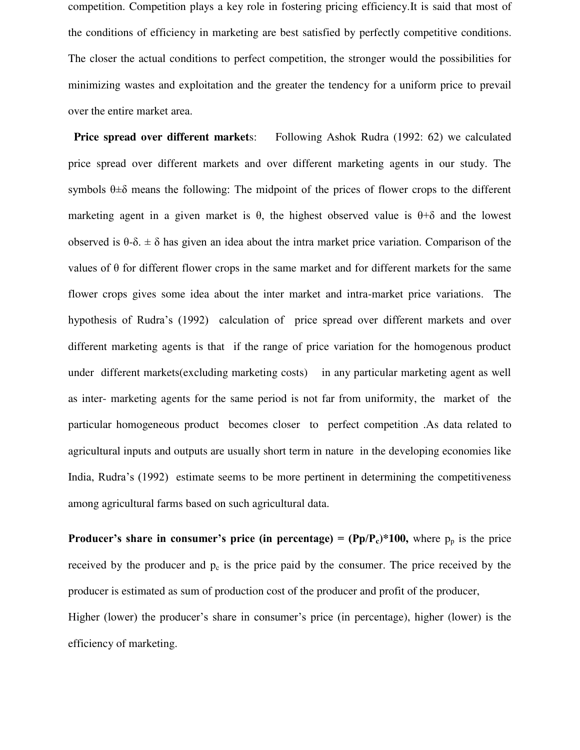competition. Competition plays a key role in fostering pricing efficiency.It is said that most of the conditions of efficiency in marketing are best satisfied by perfectly competitive conditions. The closer the actual conditions to perfect competition, the stronger would the possibilities for minimizing wastes and exploitation and the greater the tendency for a uniform price to prevail over the entire market area.

**Price spread over different markets**: Following Ashok Rudra (1992: 62) we calculated price spread over different markets and over different marketing agents in our study. The symbols $\theta \pm \delta$ means the following: The midpoint of the prices of flower crops to the different marketing agent in a given market is $\theta$, the highest observed value is $\theta+\delta$ and the lowest observed is $\theta-\delta$. $\pm \delta$ has given an idea about the intra market price variation. Comparison of the values of $\theta$ for different flower crops in the same market and for different markets for the same flower crops gives some idea about the inter market and intra-market price variations. The hypothesis of Rudra's (1992) calculation of price spread over different markets and over different marketing agents is that if the range of price variation for the homogenous product under different markets(excluding marketing costs) in any particular marketing agent as well as inter- marketing agents for the same period is not far from uniformity, the market of the particular homogeneous product becomes closer to perfect competition .As data related to agricultural inputs and outputs are usually short term in nature in the developing economies like India, Rudra's (1992) estimate seems to be more pertinent in determining the competitiveness among agricultural farms based on such agricultural data.

**Producer's share in consumer's price (in percentage) = $(P_p/P_c)*100$,** where $p_p$ is the price received by the producer and $p_c$ is the price paid by the consumer. The price received by the producer is estimated as sum of production cost of the producer and profit of the producer,

Higher (lower) the producer's share in consumer's price (in percentage), higher (lower) is the efficiency of marketing.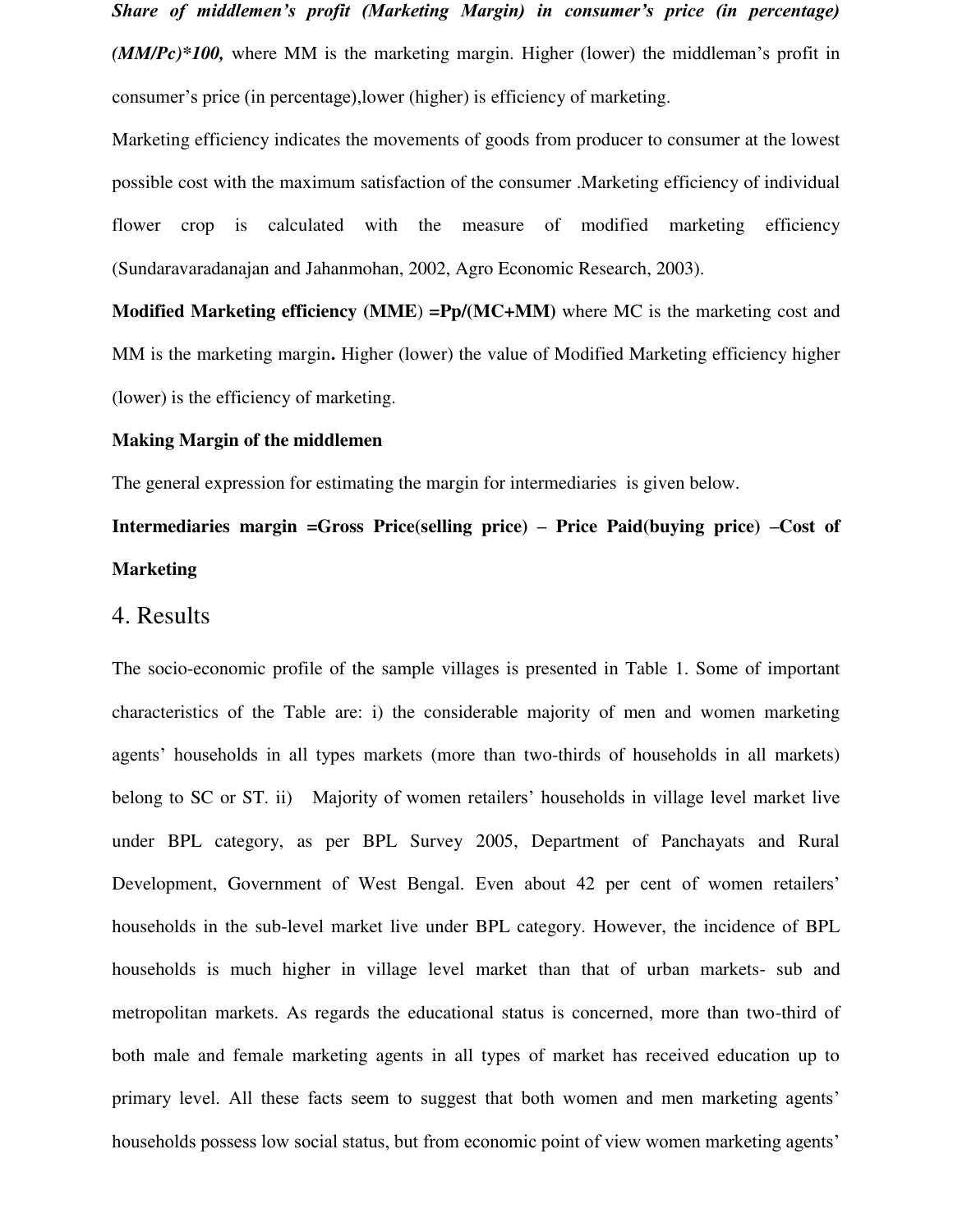***Share of middlemen's profit (Marketing Margin) in consumer's price (in percentage) (MM/Pc)*100,*** where MM is the marketing margin. Higher (lower) the middleman's profit in consumer's price (in percentage),lower (higher) is efficiency of marketing.

Marketing efficiency indicates the movements of goods from producer to consumer at the lowest possible cost with the maximum satisfaction of the consumer .Marketing efficiency of individual flower crop is calculated with the measure of modified marketing efficiency (Sundaravaradanajan and Jahanmohan, 2002, Agro Economic Research, 2003).

**Modified Marketing efficiency (MME) =Pp/(MC+MM)** where MC is the marketing cost and MM is the marketing margin**.** Higher (lower) the value of Modified Marketing efficiency higher (lower) is the efficiency of marketing.

**Making Margin of the middlemen**

The general expression for estimating the margin for intermediaries is given below.

**Intermediaries margin =Gross Price(selling price) – Price Paid(buying price) –Cost of Marketing**

# 4. Results

The socio-economic profile of the sample villages is presented in Table 1. Some of important characteristics of the Table are: i) the considerable majority of men and women marketing agents' households in all types markets (more than two-thirds of households in all markets) belong to SC or ST. ii) Majority of women retailers' households in village level market live under BPL category, as per BPL Survey 2005, Department of Panchayats and Rural Development, Government of West Bengal. Even about 42 per cent of women retailers' households in the sub-level market live under BPL category. However, the incidence of BPL households is much higher in village level market than that of urban markets- sub and metropolitan markets. As regards the educational status is concerned, more than two-third of both male and female marketing agents in all types of market has received education up to primary level. All these facts seem to suggest that both women and men marketing agents' households possess low social status, but from economic point of view women marketing agents'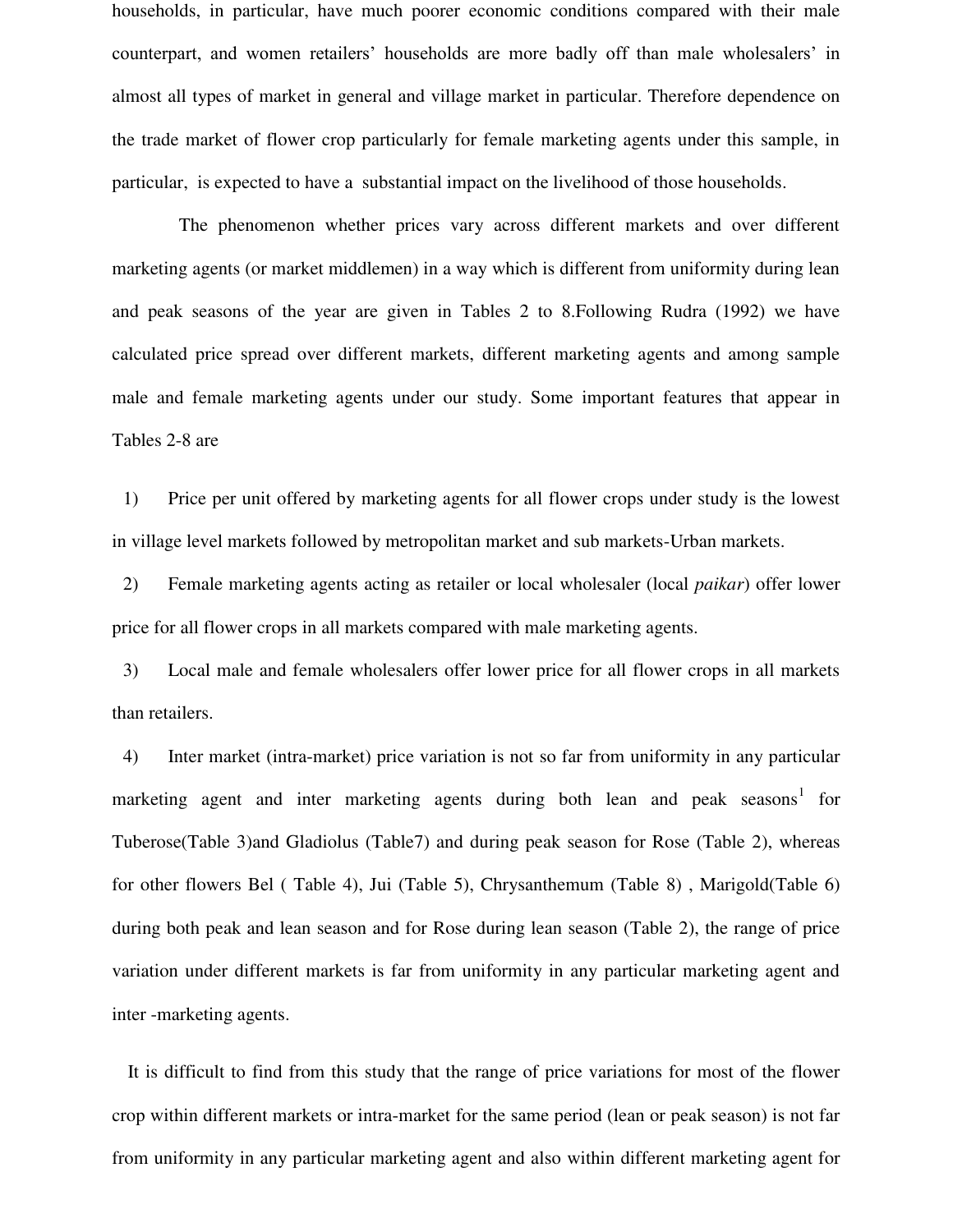households, in particular, have much poorer economic conditions compared with their male counterpart, and women retailers' households are more badly off than male wholesalers' in almost all types of market in general and village market in particular. Therefore dependence on the trade market of flower crop particularly for female marketing agents under this sample, in particular, is expected to have a substantial impact on the livelihood of those households.

The phenomenon whether prices vary across different markets and over different marketing agents (or market middlemen) in a way which is different from uniformity during lean and peak seasons of the year are given in Tables 2 to 8.Following Rudra (1992) we have calculated price spread over different markets, different marketing agents and among sample male and female marketing agents under our study. Some important features that appear in Tables 2-8 are

1) Price per unit offered by marketing agents for all flower crops under study is the lowest in village level markets followed by metropolitan market and sub markets-Urban markets.

2) Female marketing agents acting as retailer or local wholesaler (local *paikar*) offer lower price for all flower crops in all markets compared with male marketing agents.

3) Local male and female wholesalers offer lower price for all flower crops in all markets than retailers.

4) Inter market (intra-market) price variation is not so far from uniformity in any particular marketing agent and inter marketing agents during both lean and peak seasons[1] for Tuberose(Table 3)and Gladiolus (Table7) and during peak season for Rose (Table 2), whereas for other flowers Bel ( Table 4), Jui (Table 5), Chrysanthemum (Table 8) , Marigold(Table 6) during both peak and lean season and for Rose during lean season (Table 2), the range of price variation under different markets is far from uniformity in any particular marketing agent and inter -marketing agents.

It is difficult to find from this study that the range of price variations for most of the flower crop within different markets or intra-market for the same period (lean or peak season) is not far from uniformity in any particular marketing agent and also within different marketing agent for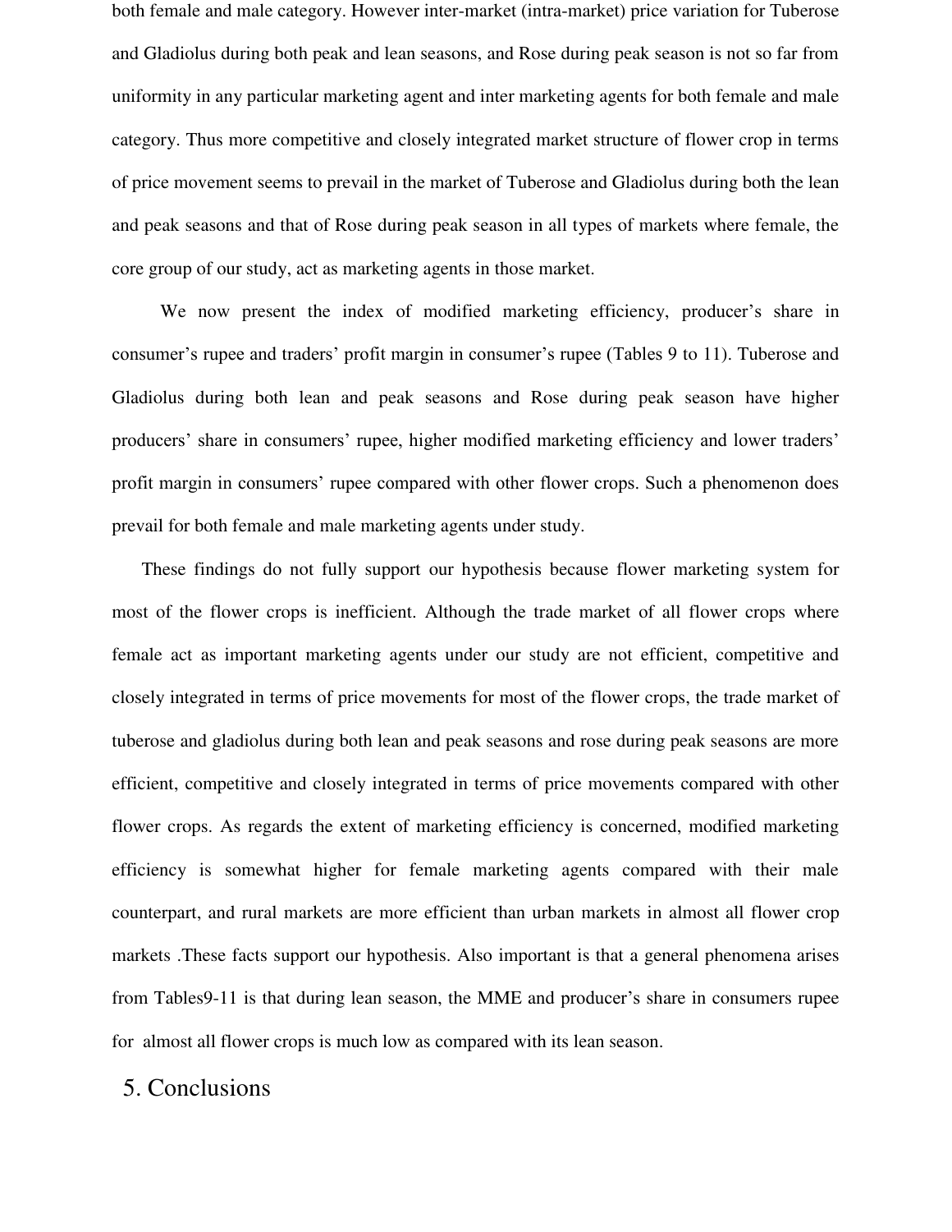both female and male category. However inter-market (intra-market) price variation for Tuberose and Gladiolus during both peak and lean seasons, and Rose during peak season is not so far from uniformity in any particular marketing agent and inter marketing agents for both female and male category. Thus more competitive and closely integrated market structure of flower crop in terms of price movement seems to prevail in the market of Tuberose and Gladiolus during both the lean and peak seasons and that of Rose during peak season in all types of markets where female, the core group of our study, act as marketing agents in those market.

We now present the index of modified marketing efficiency, producer's share in consumer's rupee and traders' profit margin in consumer's rupee (Tables 9 to 11). Tuberose and Gladiolus during both lean and peak seasons and Rose during peak season have higher producers' share in consumers' rupee, higher modified marketing efficiency and lower traders' profit margin in consumers' rupee compared with other flower crops. Such a phenomenon does prevail for both female and male marketing agents under study.

These findings do not fully support our hypothesis because flower marketing system for most of the flower crops is inefficient. Although the trade market of all flower crops where female act as important marketing agents under our study are not efficient, competitive and closely integrated in terms of price movements for most of the flower crops, the trade market of tuberose and gladiolus during both lean and peak seasons and rose during peak seasons are more efficient, competitive and closely integrated in terms of price movements compared with other flower crops. As regards the extent of marketing efficiency is concerned, modified marketing efficiency is somewhat higher for female marketing agents compared with their male counterpart, and rural markets are more efficient than urban markets in almost all flower crop markets .These facts support our hypothesis. Also important is that a general phenomena arises from Tables9-11 is that during lean season, the MME and producer's share in consumers rupee for almost all flower crops is much low as compared with its lean season.

## 5. Conclusions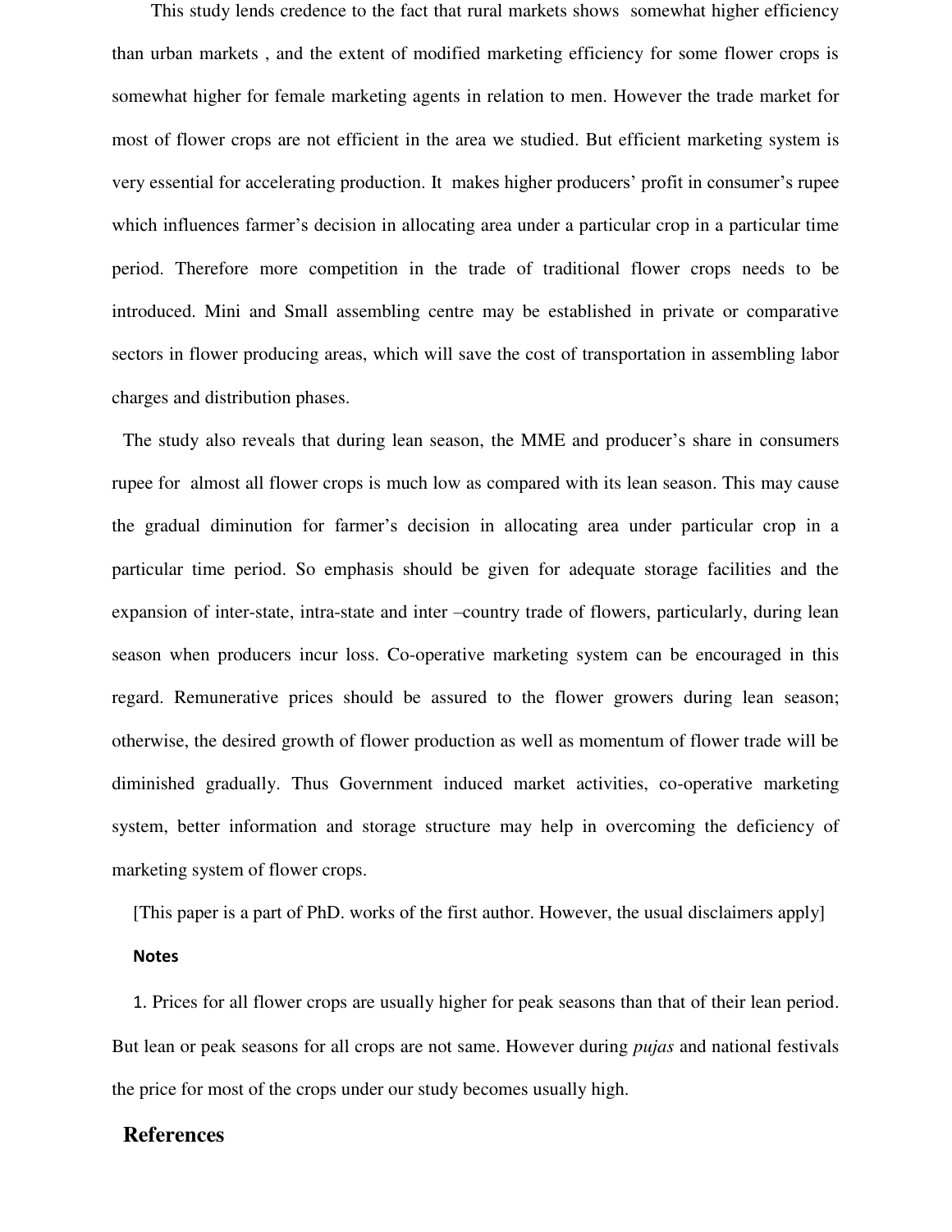This study lends credence to the fact that rural markets shows somewhat higher efficiency than urban markets , and the extent of modified marketing efficiency for some flower crops is somewhat higher for female marketing agents in relation to men. However the trade market for most of flower crops are not efficient in the area we studied. But efficient marketing system is very essential for accelerating production. It makes higher producers' profit in consumer's rupee which influences farmer's decision in allocating area under a particular crop in a particular time period. Therefore more competition in the trade of traditional flower crops needs to be introduced. Mini and Small assembling centre may be established in private or comparative sectors in flower producing areas, which will save the cost of transportation in assembling labor charges and distribution phases.

The study also reveals that during lean season, the MME and producer's share in consumers rupee for almost all flower crops is much low as compared with its lean season. This may cause the gradual diminution for farmer's decision in allocating area under particular crop in a particular time period. So emphasis should be given for adequate storage facilities and the expansion of inter-state, intra-state and inter –country trade of flowers, particularly, during lean season when producers incur loss. Co-operative marketing system can be encouraged in this regard. Remunerative prices should be assured to the flower growers during lean season; otherwise, the desired growth of flower production as well as momentum of flower trade will be diminished gradually. Thus Government induced market activities, co-operative marketing system, better information and storage structure may help in overcoming the deficiency of marketing system of flower crops.

[This paper is a part of PhD. works of the first author. However, the usual disclaimers apply]

**Notes**

1. Prices for all flower crops are usually higher for peak seasons than that of their lean period. But lean or peak seasons for all crops are not same. However during *pujas* and national festivals the price for most of the crops under our study becomes usually high.

## References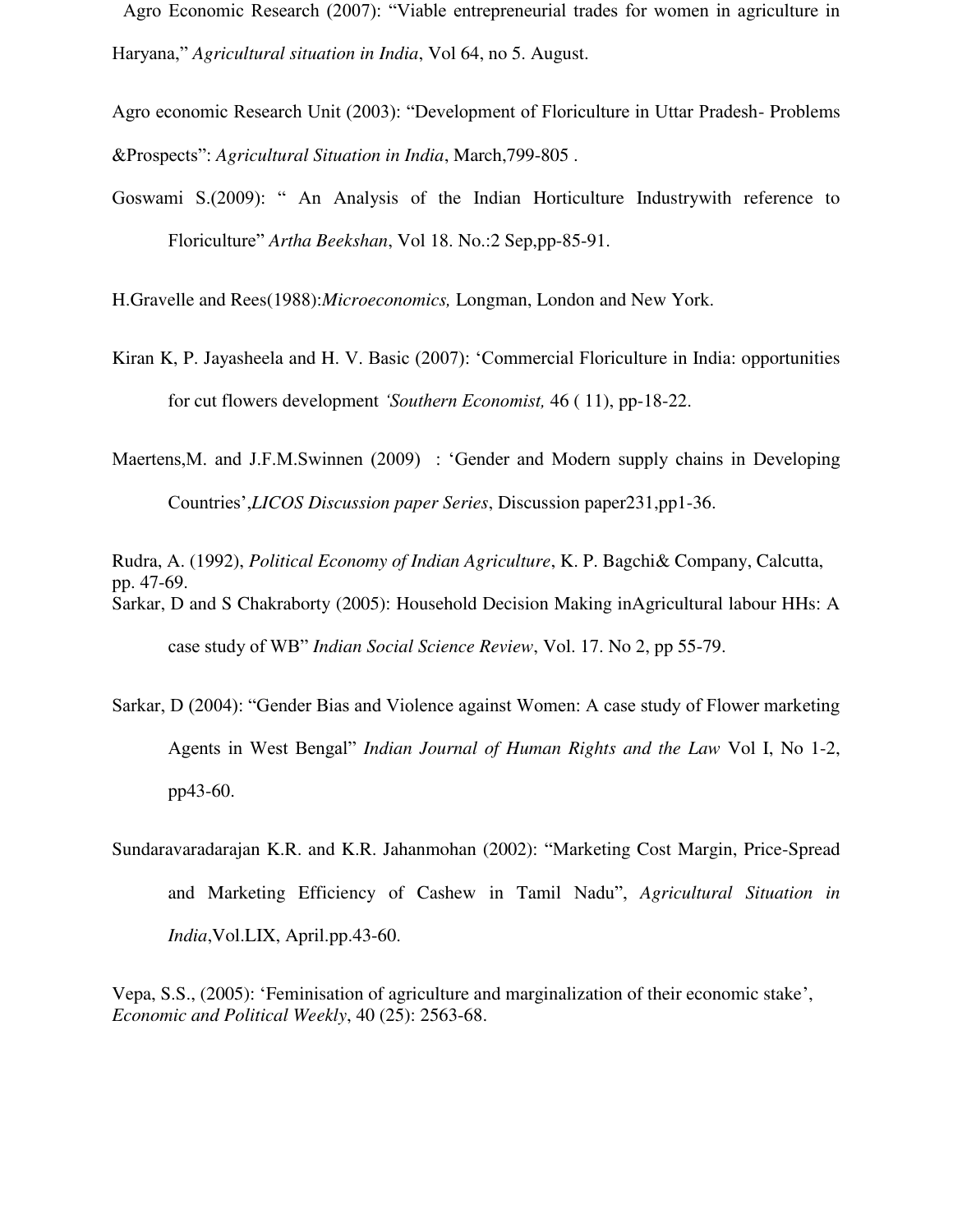Agro Economic Research (2007): "Viable entrepreneurial trades for women in agriculture in Haryana," *Agricultural situation in India*, Vol 64, no 5. August.

Agro economic Research Unit (2003): "Development of Floriculture in Uttar Pradesh- Problems &Prospects": *Agricultural Situation in India*, March,799-805 .

Goswami S.(2009): " An Analysis of the Indian Horticulture Industrywith reference to Floriculture" *Artha Beekshan*, Vol 18. No.:2 Sep,pp-85-91.

H.Gravelle and Rees(1988):*Microeconomics,* Longman, London and New York.

Kiran K, P. Jayasheela and H. V. Basic (2007): 'Commercial Floriculture in India: opportunities for cut flowers development *'Southern Economist,* 46 ( 11), pp-18-22.

Maertens,M. and J.F.M.Swinnen (2009) : 'Gender and Modern supply chains in Developing Countries',*LICOS Discussion paper Series*, Discussion paper231,pp1-36.

Rudra, A. (1992), *Political Economy of Indian Agriculture*, K. P. Bagchi& Company, Calcutta, pp. 47-69.

Sarkar, D and S Chakraborty (2005): Household Decision Making inAgricultural labour HHs: A case study of WB" *Indian Social Science Review*, Vol. 17. No 2, pp 55-79.

Sarkar, D (2004): "Gender Bias and Violence against Women: A case study of Flower marketing Agents in West Bengal" *Indian Journal of Human Rights and the Law* Vol I, No 1-2, pp43-60.

Sundaravaradarajan K.R. and K.R. Jahanmohan (2002): "Marketing Cost Margin, Price-Spread and Marketing Efficiency of Cashew in Tamil Nadu", *Agricultural Situation in India*,Vol.LIX, April.pp.43-60.

Vepa, S.S., (2005): 'Feminisation of agriculture and marginalization of their economic stake', *Economic and Political Weekly*, 40 (25): 2563-68.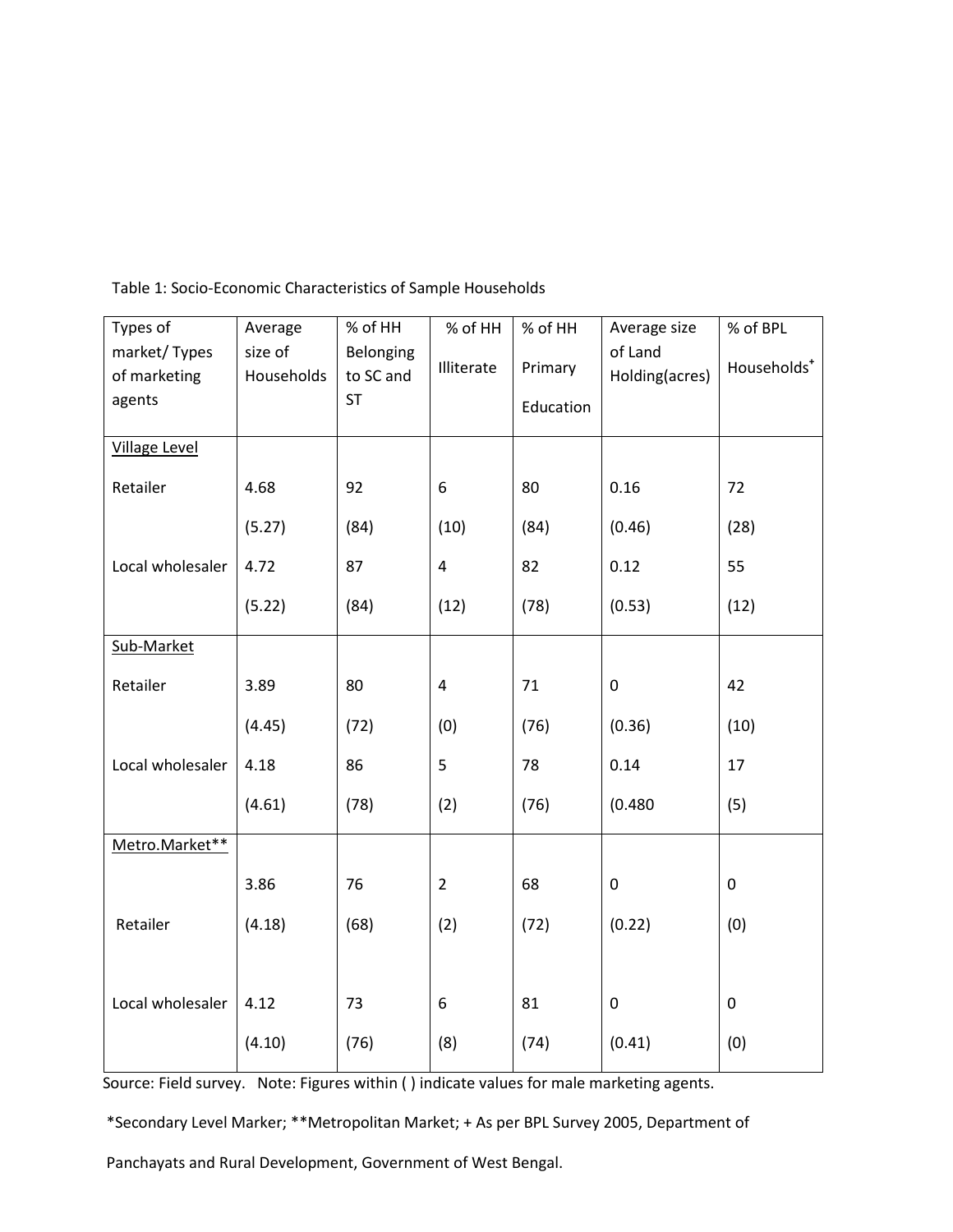Table 1: Socio-Economic Characteristics of Sample Households

| Types of market/ Types of marketing agents | Average size of Households | % of HH Belonging to SC and ST | % of HH Illiterate | % of HH Primary Education | Average size of Land Holding(acres) | % of BPL Households[+] |
|---|---|---|---|---|---|---|
| Village Level | | | | | | |
| Retailer | 4.68 | 92 | 6 | 80 | 0.16 | 72 |
| | (5.27) | (84) | (10) | (84) | (0.46) | (28) |
| Local wholesaler | 4.72 | 87 | 4 | 82 | 0.12 | 55 |
| | (5.22) | (84) | (12) | (78) | (0.53) | (12) |
| Sub-Market | | | | | | |
| Retailer | 3.89 | 80 | 4 | 71 | 0 | 42 |
| | (4.45) | (72) | (0) | (76) | (0.36) | (10) |
| Local wholesaler | 4.18 | 86 | 5 | 78 | 0.14 | 17 |
| | (4.61) | (78) | (2) | (76) | (0.480 | (5) |
| Metro.Market** | | | | | | |
| | 3.86 | 76 | 2 | 68 | 0 | 0 |
| Retailer | (4.18) | (68) | (2) | (72) | (0.22) | (0) |
| Local wholesaler | 4.12 | 73 | 6 | 81 | 0 | 0 |
| | (4.10) | (76) | (8) | (74) | (0.41) | (0) |

Source: Field survey. Note: Figures within ( ) indicate values for male marketing agents.

*Secondary Level Marker; **Metropolitan Market; + As per BPL Survey 2005, Department of Panchayats and Rural Development, Government of West Bengal.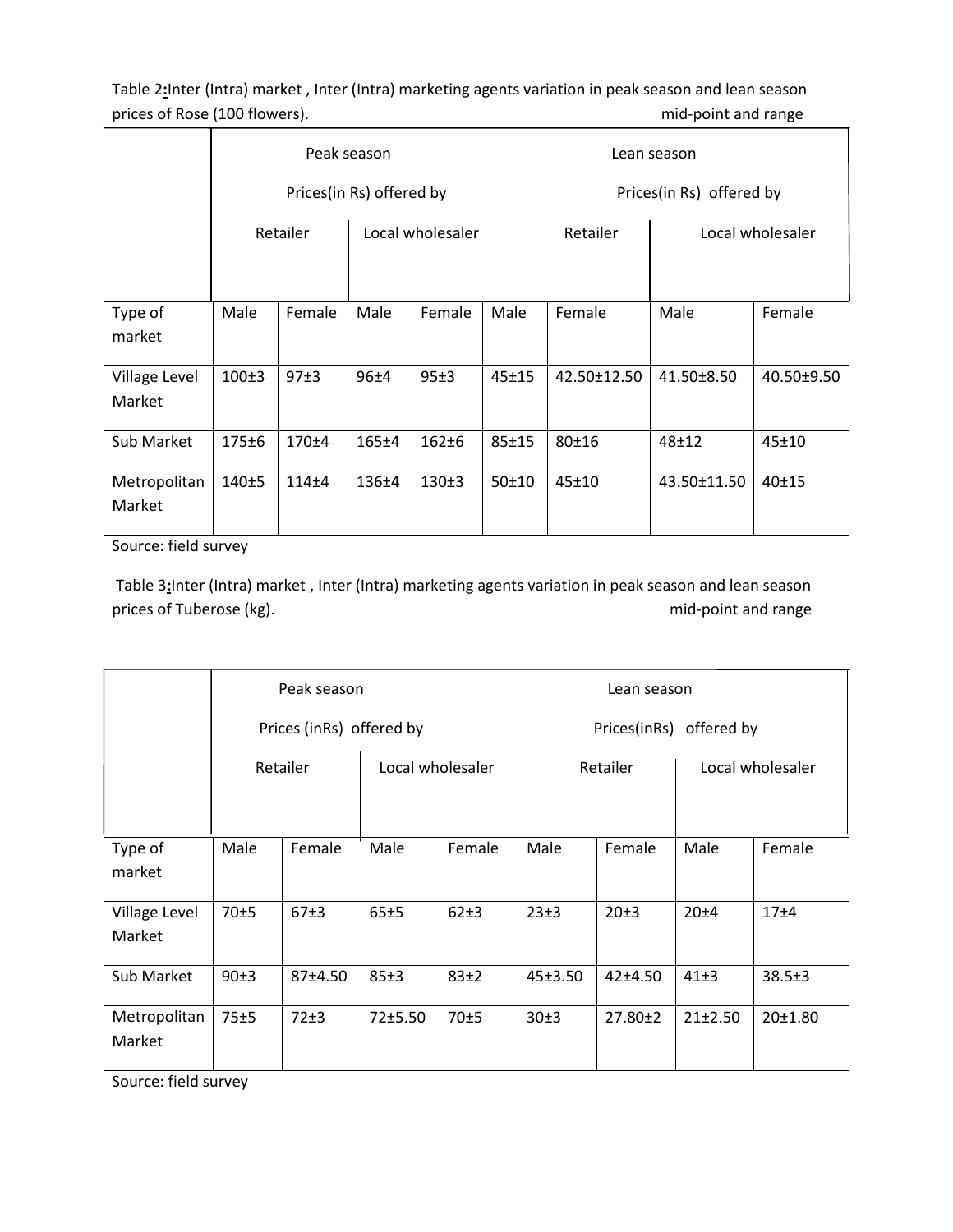Table 2**:**Inter (Intra) market , Inter (Intra) marketing agents variation in peak season and lean season prices of Rose (100 flowers). mid-point and range

| | Peak season Prices(in Rs) offered by | | | | Lean season Prices(in Rs) offered by | | | |
|---|---|---|---|---|---|---|---|---|
| | Retailer | | Local wholesaler | | Retailer | | Local wholesaler | |
| Type of market | Male | Female | Male | Female | Male | Female | Male | Female |
| Village Level Market | 100±3 | 97±3 | 96±4 | 95±3 | 45±15 | 42.50±12.50 | 41.50±8.50 | 40.50±9.50 |
| Sub Market | 175±6 | 170±4 | 165±4 | 162±6 | 85±15 | 80±16 | 48±12 | 45±10 |
| Metropolitan Market | 140±5 | 114±4 | 136±4 | 130±3 | 50±10 | 45±10 | 43.50±11.50 | 40±15 |

Source: field survey

Table 3**:**Inter (Intra) market , Inter (Intra) marketing agents variation in peak season and lean season prices of Tuberose (kg). mid-point and range

| | Peak season Prices (inRs) offered by | | | | Lean season Prices(inRs) offered by | | | |
|---|---|---|---|---|---|---|---|---|
| | Retailer | | Local wholesaler | | Retailer | | Local wholesaler | |
| Type of market | Male | Female | Male | Female | Male | Female | Male | Female |
| Village Level Market | 70±5 | 67±3 | 65±5 | 62±3 | 23±3 | 20±3 | 20±4 | 17±4 |
| Sub Market | 90±3 | 87±4.50 | 85±3 | 83±2 | 45±3.50 | 42±4.50 | 41±3 | 38.5±3 |
| Metropolitan Market | 75±5 | 72±3 | 72±5.50 | 70±5 | 30±3 | 27.80±2 | 21±2.50 | 20±1.80 |

Source: field survey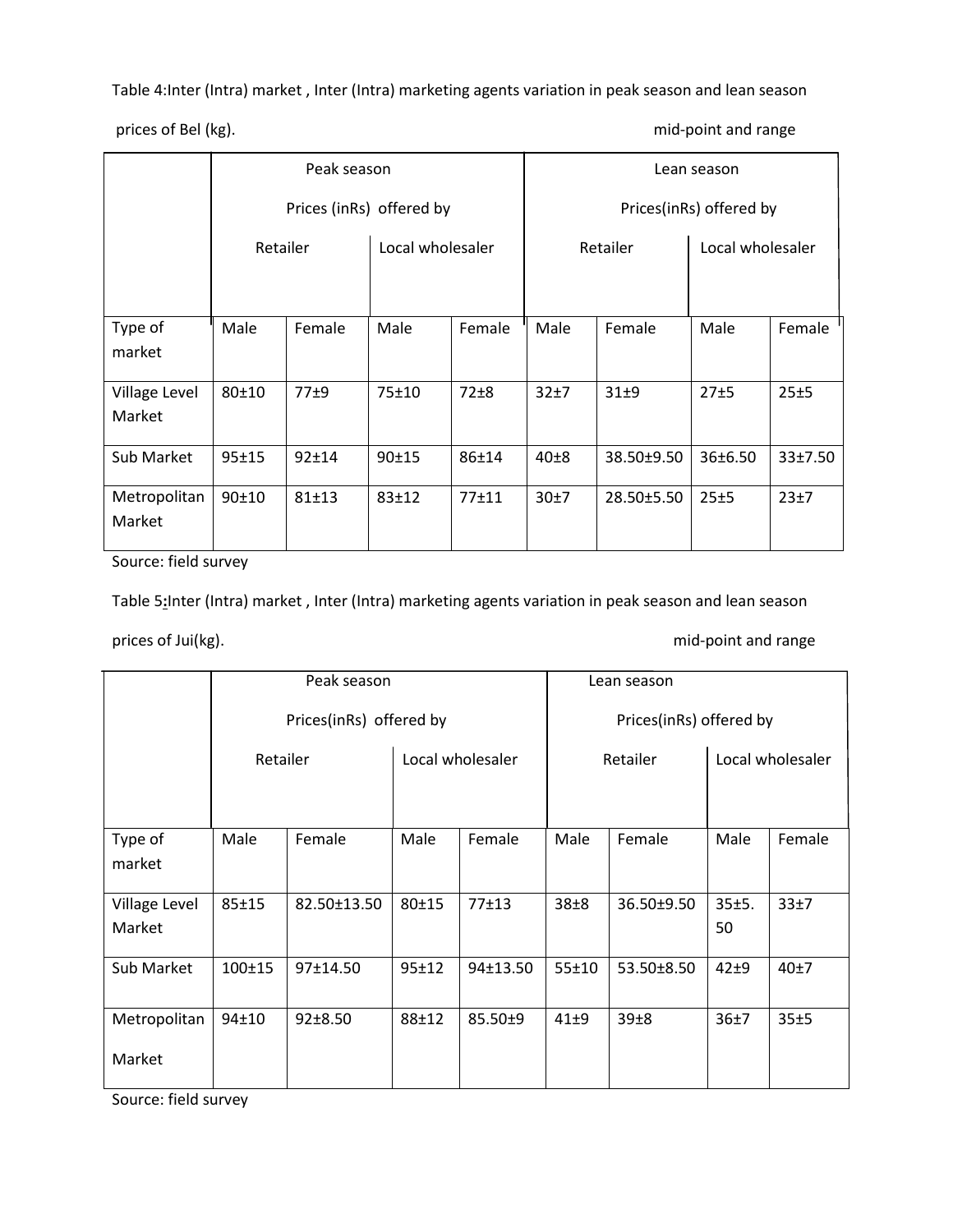Table 4:Inter (Intra) market , Inter (Intra) marketing agents variation in peak season and lean season prices of Bel (kg).

mid-point and range

| | Peak season Prices (inRs) offered by | | | | Lean season Prices(inRs) offered by | | | |
|---|---|---|---|---|---|---|---|---|
| | Retailer | | Local wholesaler | | Retailer | | Local wholesaler | |
| Type of market | Male | Female | Male | Female | Male | Female | Male | Female |
| Village Level Market | 80±10 | 77±9 | 75±10 | 72±8 | 32±7 | 31±9 | 27±5 | 25±5 |
| Sub Market | 95±15 | 92±14 | 90±15 | 86±14 | 40±8 | 38.50±9.50 | 36±6.50 | 33±7.50 |
| Metropolitan Market | 90±10 | 81±13 | 83±12 | 77±11 | 30±7 | 28.50±5.50 | 25±5 | 23±7 |

Source: field survey

Table 5:Inter (Intra) market , Inter (Intra) marketing agents variation in peak season and lean season prices of Jui(kg).

mid-point and range

| | Peak season Prices(inRs) offered by | | | | Lean season Prices(inRs) offered by | | | |
|---|---|---|---|---|---|---|---|---|
| | Retailer | | Local wholesaler | | Retailer | | Local wholesaler | |
| Type of market | Male | Female | Male | Female | Male | Female | Male | Female |
| Village Level Market | 85±15 | 82.50±13.50 | 80±15 | 77±13 | 38±8 | 36.50±9.50 | 35±5.50 | 33±7 |
| Sub Market | 100±15 | 97±14.50 | 95±12 | 94±13.50 | 55±10 | 53.50±8.50 | 42±9 | 40±7 |
| Metropolitan Market | 94±10 | 92±8.50 | 88±12 | 85.50±9 | 41±9 | 39±8 | 36±7 | 35±5 |

Source: field survey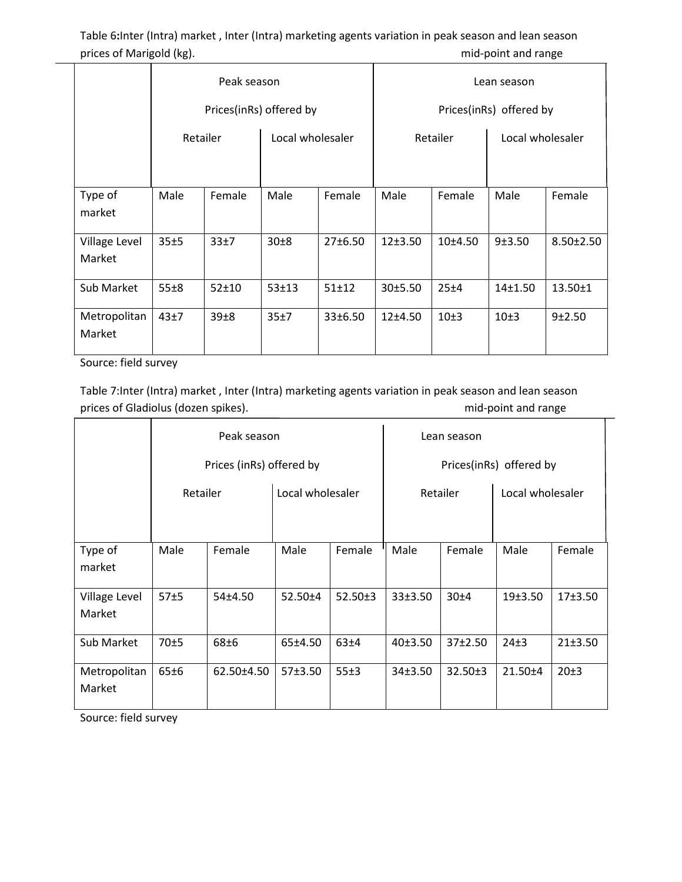Table 6:Inter (Intra) market , Inter (Intra) marketing agents variation in peak season and lean season prices of Marigold (kg). mid-point and range

| | Peak season Prices(inRs) offered by | | | | Lean season Prices(inRs) offered by | | | |
|---|---|---|---|---|---|---|---|---|
| | Retailer | | Local wholesaler | | Retailer | | Local wholesaler | |
| Type of market | Male | Female | Male | Female | Male | Female | Male | Female |
| Village Level Market | 35±5 | 33±7 | 30±8 | 27±6.50 | 12±3.50 | 10±4.50 | 9±3.50 | 8.50±2.50 |
| Sub Market | 55±8 | 52±10 | 53±13 | 51±12 | 30±5.50 | 25±4 | 14±1.50 | 13.50±1 |
| Metropolitan Market | 43±7 | 39±8 | 35±7 | 33±6.50 | 12±4.50 | 10±3 | 10±3 | 9±2.50 |

Source: field survey

Table 7:Inter (Intra) market , Inter (Intra) marketing agents variation in peak season and lean season prices of Gladiolus (dozen spikes). mid-point and range

| | Peak season Prices (inRs) offered by | | | | Lean season Prices(inRs) offered by | | | |
|---|---|---|---|---|---|---|---|---|
| | Retailer | | Local wholesaler | | Retailer | | Local wholesaler | |
| Type of market | Male | Female | Male | Female | Male | Female | Male | Female |
| Village Level Market | 57±5 | 54±4.50 | 52.50±4 | 52.50±3 | 33±3.50 | 30±4 | 19±3.50 | 17±3.50 |
| Sub Market | 70±5 | 68±6 | 65±4.50 | 63±4 | 40±3.50 | 37±2.50 | 24±3 | 21±3.50 |
| Metropolitan Market | 65±6 | 62.50±4.50 | 57±3.50 | 55±3 | 34±3.50 | 32.50±3 | 21.50±4 | 20±3 |

Source: field survey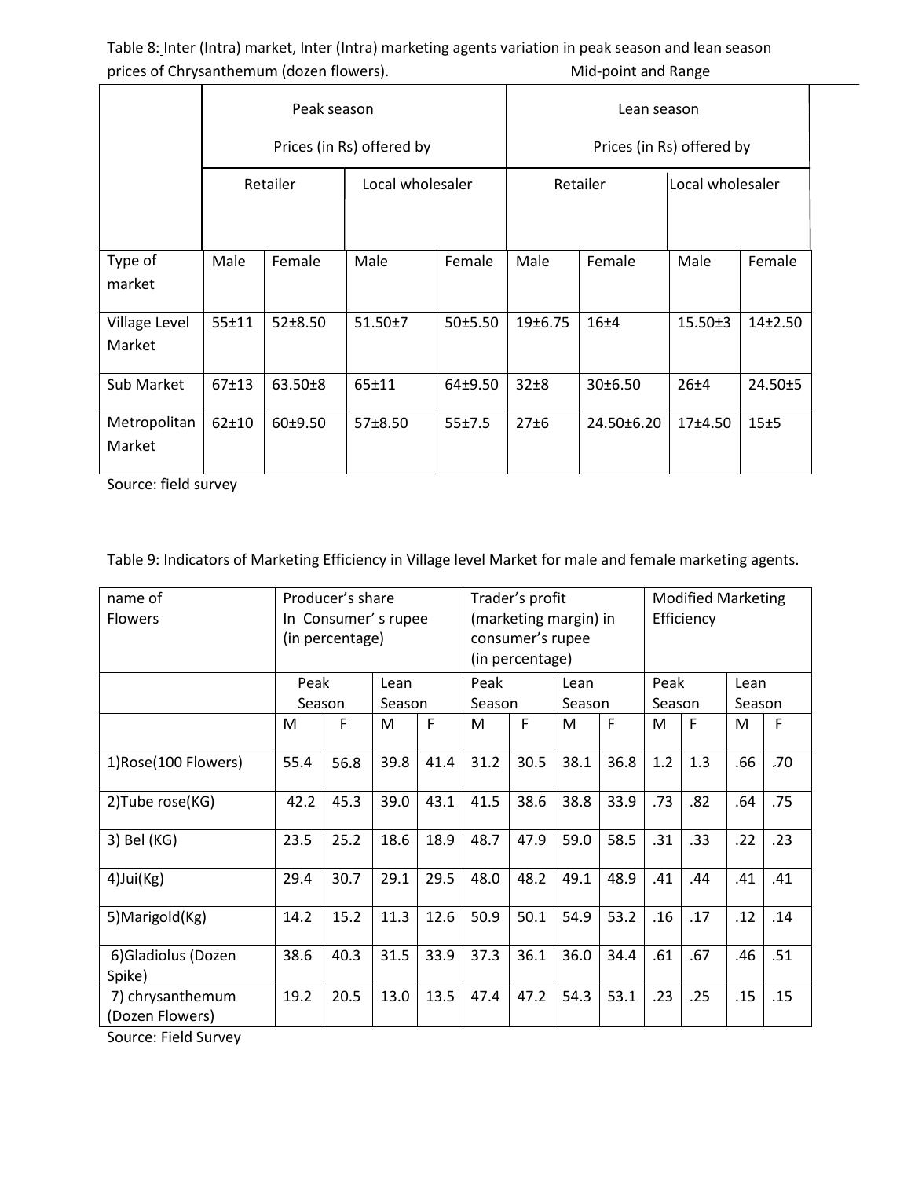Table 8: Inter (Intra) market, Inter (Intra) marketing agents variation in peak season and lean season prices of Chrysanthemum (dozen flowers). Mid-point and Range

| | Peak season Prices (in Rs) offered by | | | | Lean season Prices (in Rs) offered by | | | |
|---|---|---|---|---|---|---|---|---|
| | Retailer | | Local wholesaler | | Retailer | | Local wholesaler | |
| Type of market | Male | Female | Male | Female | Male | Female | Male | Female |
| Village Level Market | 55±11 | 52±8.50 | 51.50±7 | 50±5.50 | 19±6.75 | 16±4 | 15.50±3 | 14±2.50 |
| Sub Market | 67±13 | 63.50±8 | 65±11 | 64±9.50 | 32±8 | 30±6.50 | 26±4 | 24.50±5 |
| Metropolitan Market | 62±10 | 60±9.50 | 57±8.50 | 55±7.5 | 27±6 | 24.50±6.20 | 17±4.50 | 15±5 |

Source: field survey

Table 9: Indicators of Marketing Efficiency in Village level Market for male and female marketing agents.

| name of Flowers | Producer's share In Consumer's rupee (in percentage) | | | | Trader's profit (marketing margin) in consumer's rupee (in percentage) | | | | Modified Marketing Efficiency | | | |
|---|---|---|---|---|---|---|---|---|---|---|---|---|
| | Peak Season | | Lean Season | | Peak Season | | Lean Season | | Peak Season | | Lean Season | |
| | M | F | M | F | M | F | M | F | M | F | M | F |
| 1)Rose(100 Flowers) | 55.4 | 56.8 | 39.8 | 41.4 | 31.2 | 30.5 | 38.1 | 36.8 | 1.2 | 1.3 | .66 | .70 |
| 2)Tube rose(KG) | 42.2 | 45.3 | 39.0 | 43.1 | 41.5 | 38.6 | 38.8 | 33.9 | .73 | .82 | .64 | .75 |
| 3) Bel (KG) | 23.5 | 25.2 | 18.6 | 18.9 | 48.7 | 47.9 | 59.0 | 58.5 | .31 | .33 | .22 | .23 |
| 4)Jui(Kg) | 29.4 | 30.7 | 29.1 | 29.5 | 48.0 | 48.2 | 49.1 | 48.9 | .41 | .44 | .41 | .41 |
| 5)Marigold(Kg) | 14.2 | 15.2 | 11.3 | 12.6 | 50.9 | 50.1 | 54.9 | 53.2 | .16 | .17 | .12 | .14 |
| 6)Gladiolus (Dozen Spike) | 38.6 | 40.3 | 31.5 | 33.9 | 37.3 | 36.1 | 36.0 | 34.4 | .61 | .67 | .46 | .51 |
| 7) chrysanthemum (Dozen Flowers) | 19.2 | 20.5 | 13.0 | 13.5 | 47.4 | 47.2 | 54.3 | 53.1 | .23 | .25 | .15 | .15 |

Source: Field Survey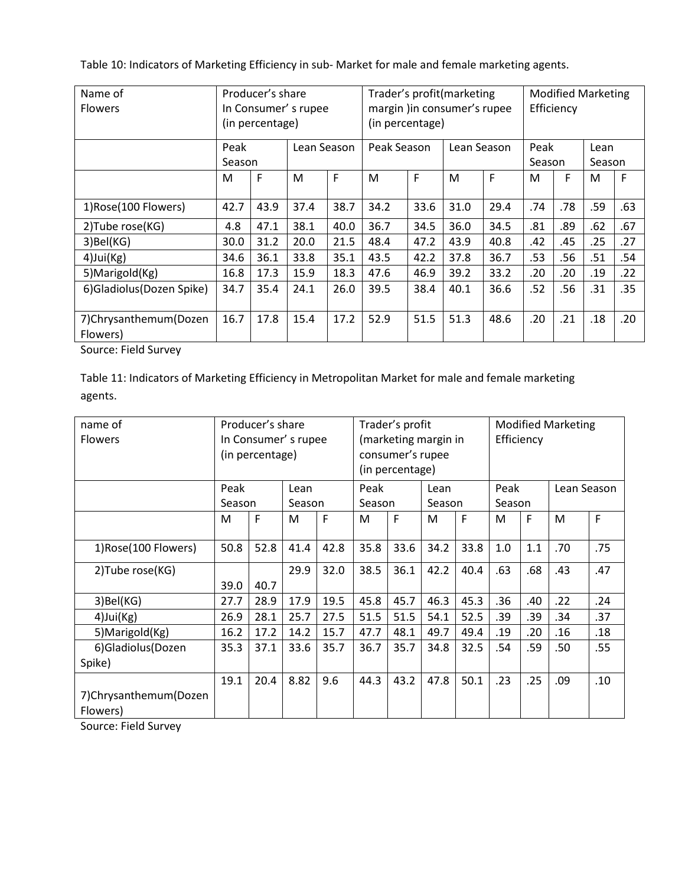Table 10: Indicators of Marketing Efficiency in sub- Market for male and female marketing agents.

| Name of Flowers | Producer's share In Consumer' s rupee (in percentage) | | | | Trader's profit(marketing margin )in consumer's rupee (in percentage) | | | | Modified Marketing Efficiency | | | |
|---|---|---|---|---|---|---|---|---|---|---|---|---|
| | Peak Season | | Lean Season | | Peak Season | | Lean Season | | Peak Season | | Lean Season | |
| | M | F | M | F | M | F | M | F | M | F | M | F |
| 1)Rose(100 Flowers) | 42.7 | 43.9 | 37.4 | 38.7 | 34.2 | 33.6 | 31.0 | 29.4 | .74 | .78 | .59 | .63 |
| 2)Tube rose(KG) | 4.8 | 47.1 | 38.1 | 40.0 | 36.7 | 34.5 | 36.0 | 34.5 | .81 | .89 | .62 | .67 |
| 3)Bel(KG) | 30.0 | 31.2 | 20.0 | 21.5 | 48.4 | 47.2 | 43.9 | 40.8 | .42 | .45 | .25 | .27 |
| 4)Jui(Kg) | 34.6 | 36.1 | 33.8 | 35.1 | 43.5 | 42.2 | 37.8 | 36.7 | .53 | .56 | .51 | .54 |
| 5)Marigold(Kg) | 16.8 | 17.3 | 15.9 | 18.3 | 47.6 | 46.9 | 39.2 | 33.2 | .20 | .20 | .19 | .22 |
| 6)Gladiolus(Dozen Spike) | 34.7 | 35.4 | 24.1 | 26.0 | 39.5 | 38.4 | 40.1 | 36.6 | .52 | .56 | .31 | .35 |
| 7)Chrysanthemum(Dozen Flowers) | 16.7 | 17.8 | 15.4 | 17.2 | 52.9 | 51.5 | 51.3 | 48.6 | .20 | .21 | .18 | .20 |

Source: Field Survey

Table 11: Indicators of Marketing Efficiency in Metropolitan Market for male and female marketing agents.

| name of Flowers | Producer's share In Consumer' s rupee (in percentage) | | | | Trader's profit (marketing margin in consumer's rupee (in percentage) | | | | Modified Marketing Efficiency | | | |
|---|---|---|---|---|---|---|---|---|---|---|---|---|
| | Peak Season | | Lean Season | | Peak Season | | Lean Season | | Peak Season | | Lean Season | |
| | M | F | M | F | M | F | M | F | M | F | M | F |
| 1)Rose(100 Flowers) | 50.8 | 52.8 | 41.4 | 42.8 | 35.8 | 33.6 | 34.2 | 33.8 | 1.0 | 1.1 | .70 | .75 |
| 2)Tube rose(KG) | 39.0 | 40.7 | 29.9 | 32.0 | 38.5 | 36.1 | 42.2 | 40.4 | .63 | .68 | .43 | .47 |
| 3)Bel(KG) | 27.7 | 28.9 | 17.9 | 19.5 | 45.8 | 45.7 | 46.3 | 45.3 | .36 | .40 | .22 | .24 |
| 4)Jui(Kg) | 26.9 | 28.1 | 25.7 | 27.5 | 51.5 | 51.5 | 54.1 | 52.5 | .39 | .39 | .34 | .37 |
| 5)Marigold(Kg) | 16.2 | 17.2 | 14.2 | 15.7 | 47.7 | 48.1 | 49.7 | 49.4 | .19 | .20 | .16 | .18 |
| 6)Gladiolus(Dozen Spike) | 35.3 | 37.1 | 33.6 | 35.7 | 36.7 | 35.7 | 34.8 | 32.5 | .54 | .59 | .50 | .55 |
| 7)Chrysanthemum(Dozen Flowers) | 19.1 | 20.4 | 8.82 | 9.6 | 44.3 | 43.2 | 47.8 | 50.1 | .23 | .25 | .09 | .10 |

Source: Field Survey